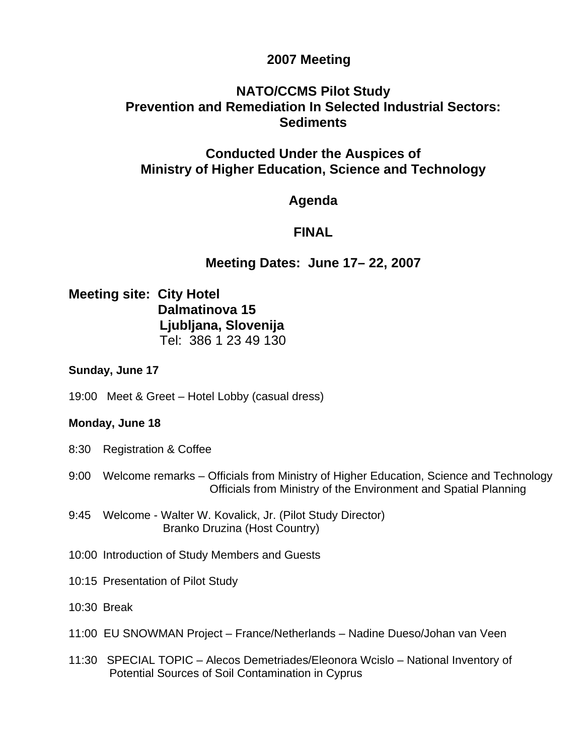# 2007 Meeting

## NATO/CCMS Pilot Study
## Prevention and Remediation In Selected Industrial Sectors: Sediments

## Conducted Under the Auspices of
## Ministry of Higher Education, Science and Technology

## Agenda

## FINAL

## Meeting Dates: June 17– 22, 2007

**Meeting site: City Hotel**
**Dalmatinova 15**
**Ljubljana, Slovenija**
Tel: 386 1 23 49 130

**Sunday, June 17**

19:00 Meet & Greet – Hotel Lobby (casual dress)

**Monday, June 18**

8:30 Registration & Coffee

9:00 Welcome remarks – Officials from Ministry of Higher Education, Science and Technology
Officials from Ministry of the Environment and Spatial Planning

9:45 Welcome - Walter W. Kovalick, Jr. (Pilot Study Director)
Branko Druzina (Host Country)

10:00 Introduction of Study Members and Guests

10:15 Presentation of Pilot Study

10:30 Break

11:00 EU SNOWMAN Project – France/Netherlands – Nadine Dueso/Johan van Veen

11:30 SPECIAL TOPIC – Alecos Demetriades/Eleonora Wcislo – National Inventory of Potential Sources of Soil Contamination in Cyprus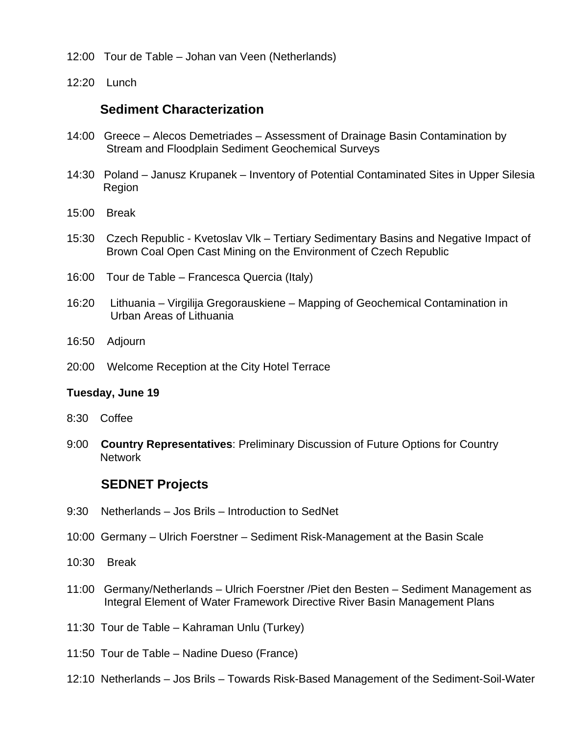12:00 Tour de Table – Johan van Veen (Netherlands)

12:20 Lunch

## Sediment Characterization

14:00 Greece – Alecos Demetriades – Assessment of Drainage Basin Contamination by Stream and Floodplain Sediment Geochemical Surveys

14:30 Poland – Janusz Krupanek – Inventory of Potential Contaminated Sites in Upper Silesia Region

15:00 Break

15:30 Czech Republic - Kvetoslav Vlk – Tertiary Sedimentary Basins and Negative Impact of Brown Coal Open Cast Mining on the Environment of Czech Republic

16:00 Tour de Table – Francesca Quercia (Italy)

16:20 Lithuania – Virgilija Gregorauskiene – Mapping of Geochemical Contamination in Urban Areas of Lithuania

16:50 Adjourn

20:00 Welcome Reception at the City Hotel Terrace

**Tuesday, June 19**

8:30 Coffee

9:00 **Country Representatives**: Preliminary Discussion of Future Options for Country Network

## SEDNET Projects

9:30 Netherlands – Jos Brils – Introduction to SedNet

10:00 Germany – Ulrich Foerstner – Sediment Risk-Management at the Basin Scale

10:30 Break

11:00 Germany/Netherlands – Ulrich Foerstner /Piet den Besten – Sediment Management as Integral Element of Water Framework Directive River Basin Management Plans

11:30 Tour de Table – Kahraman Unlu (Turkey)

11:50 Tour de Table – Nadine Dueso (France)

12:10 Netherlands – Jos Brils – Towards Risk-Based Management of the Sediment-Soil-Water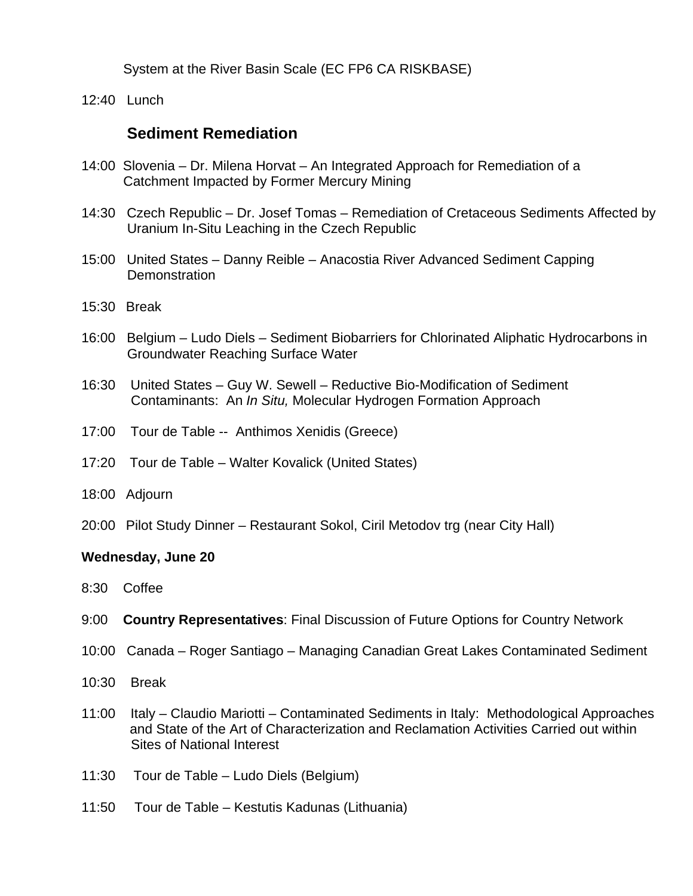System at the River Basin Scale (EC FP6 CA RISKBASE)

12:40 Lunch

## Sediment Remediation

14:00 Slovenia – Dr. Milena Horvat – An Integrated Approach for Remediation of a Catchment Impacted by Former Mercury Mining

14:30 Czech Republic – Dr. Josef Tomas – Remediation of Cretaceous Sediments Affected by Uranium In-Situ Leaching in the Czech Republic

15:00 United States – Danny Reible – Anacostia River Advanced Sediment Capping Demonstration

15:30 Break

16:00 Belgium – Ludo Diels – Sediment Biobarriers for Chlorinated Aliphatic Hydrocarbons in Groundwater Reaching Surface Water

16:30 United States – Guy W. Sewell – Reductive Bio-Modification of Sediment Contaminants: An *In Situ,* Molecular Hydrogen Formation Approach

17:00 Tour de Table -- Anthimos Xenidis (Greece)

17:20 Tour de Table – Walter Kovalick (United States)

18:00 Adjourn

20:00 Pilot Study Dinner – Restaurant Sokol, Ciril Metodov trg (near City Hall)

**Wednesday, June 20**

8:30 Coffee

9:00 **Country Representatives**: Final Discussion of Future Options for Country Network

10:00 Canada – Roger Santiago – Managing Canadian Great Lakes Contaminated Sediment

10:30 Break

11:00 Italy – Claudio Mariotti – Contaminated Sediments in Italy: Methodological Approaches and State of the Art of Characterization and Reclamation Activities Carried out within Sites of National Interest

11:30 Tour de Table – Ludo Diels (Belgium)

11:50 Tour de Table – Kestutis Kadunas (Lithuania)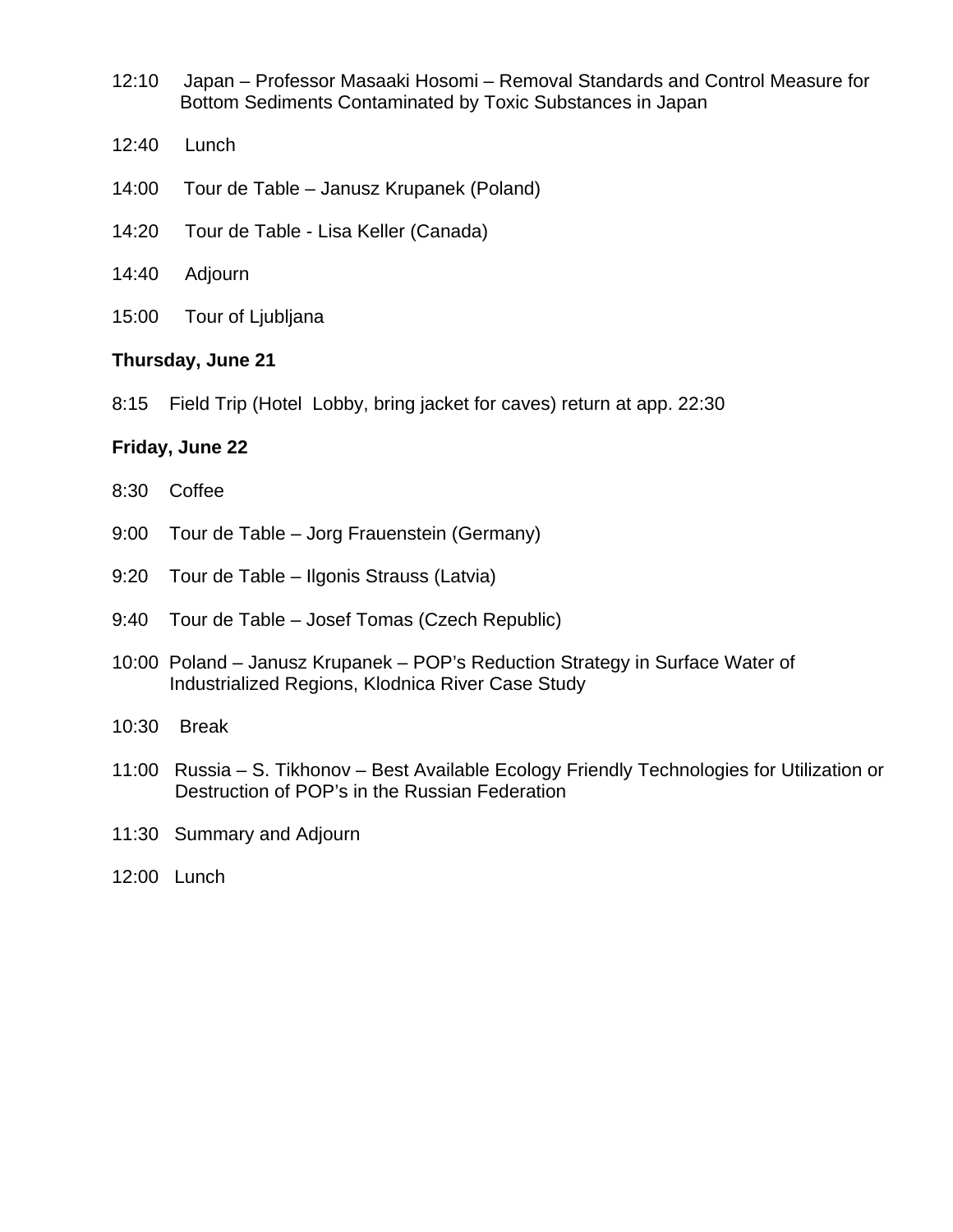12:10 Japan – Professor Masaaki Hosomi – Removal Standards and Control Measure for Bottom Sediments Contaminated by Toxic Substances in Japan

12:40 Lunch

14:00 Tour de Table – Janusz Krupanek (Poland)

14:20 Tour de Table - Lisa Keller (Canada)

14:40 Adjourn

15:00 Tour of Ljubljana

**Thursday, June 21**

8:15 Field Trip (Hotel Lobby, bring jacket for caves) return at app. 22:30

**Friday, June 22**

8:30 Coffee

9:00 Tour de Table – Jorg Frauenstein (Germany)

9:20 Tour de Table – Ilgonis Strauss (Latvia)

9:40 Tour de Table – Josef Tomas (Czech Republic)

10:00 Poland – Janusz Krupanek – POP's Reduction Strategy in Surface Water of Industrialized Regions, Klodnica River Case Study

10:30 Break

11:00 Russia – S. Tikhonov – Best Available Ecology Friendly Technologies for Utilization or Destruction of POP's in the Russian Federation

11:30 Summary and Adjourn

12:00 Lunch